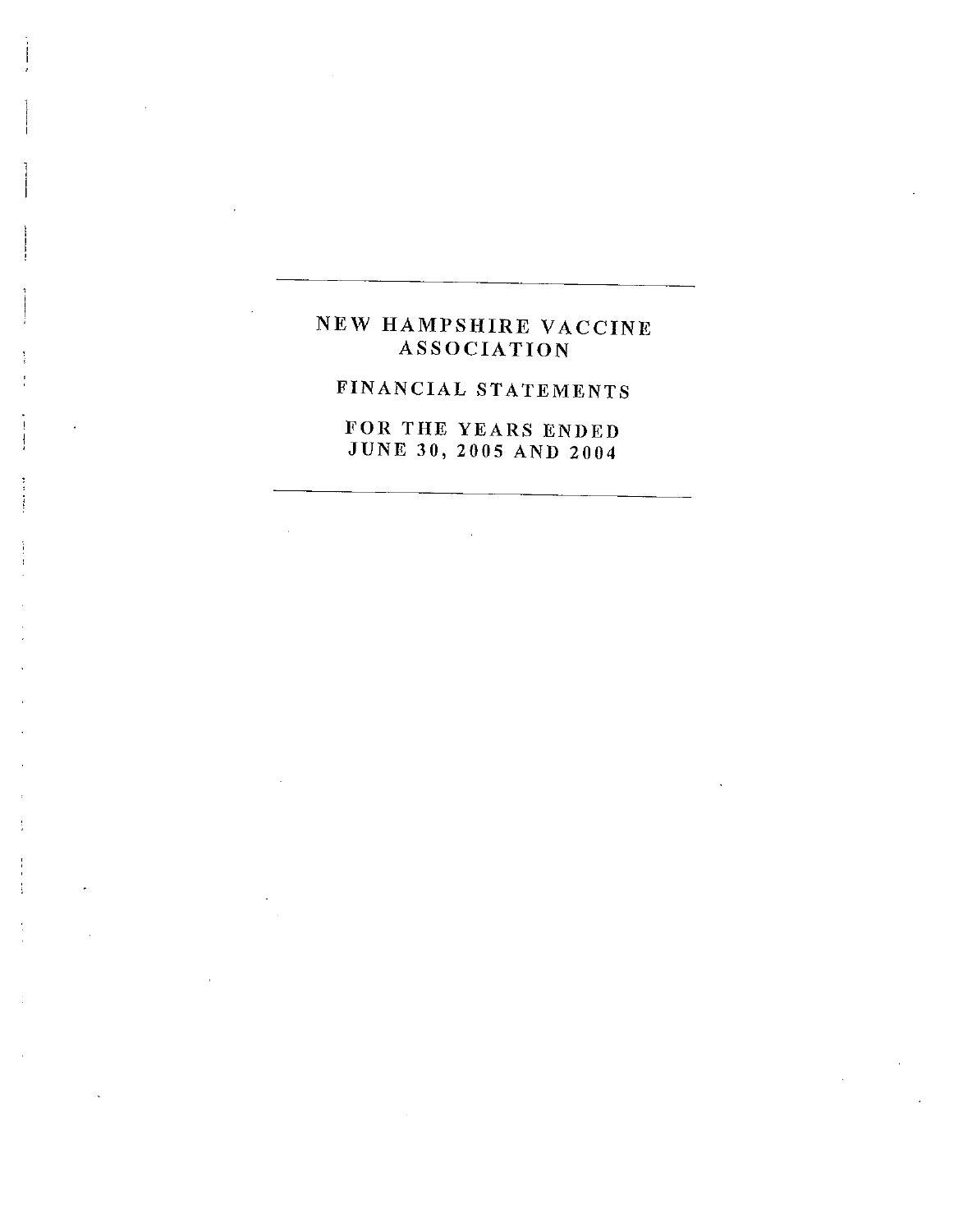# NEW HAMPSHIRE VACCINE ASSOCIATION

## FINANCIAL STATEMENTS

## FOR THE YEARS ENDED JUNE 30, 2005 AND 2004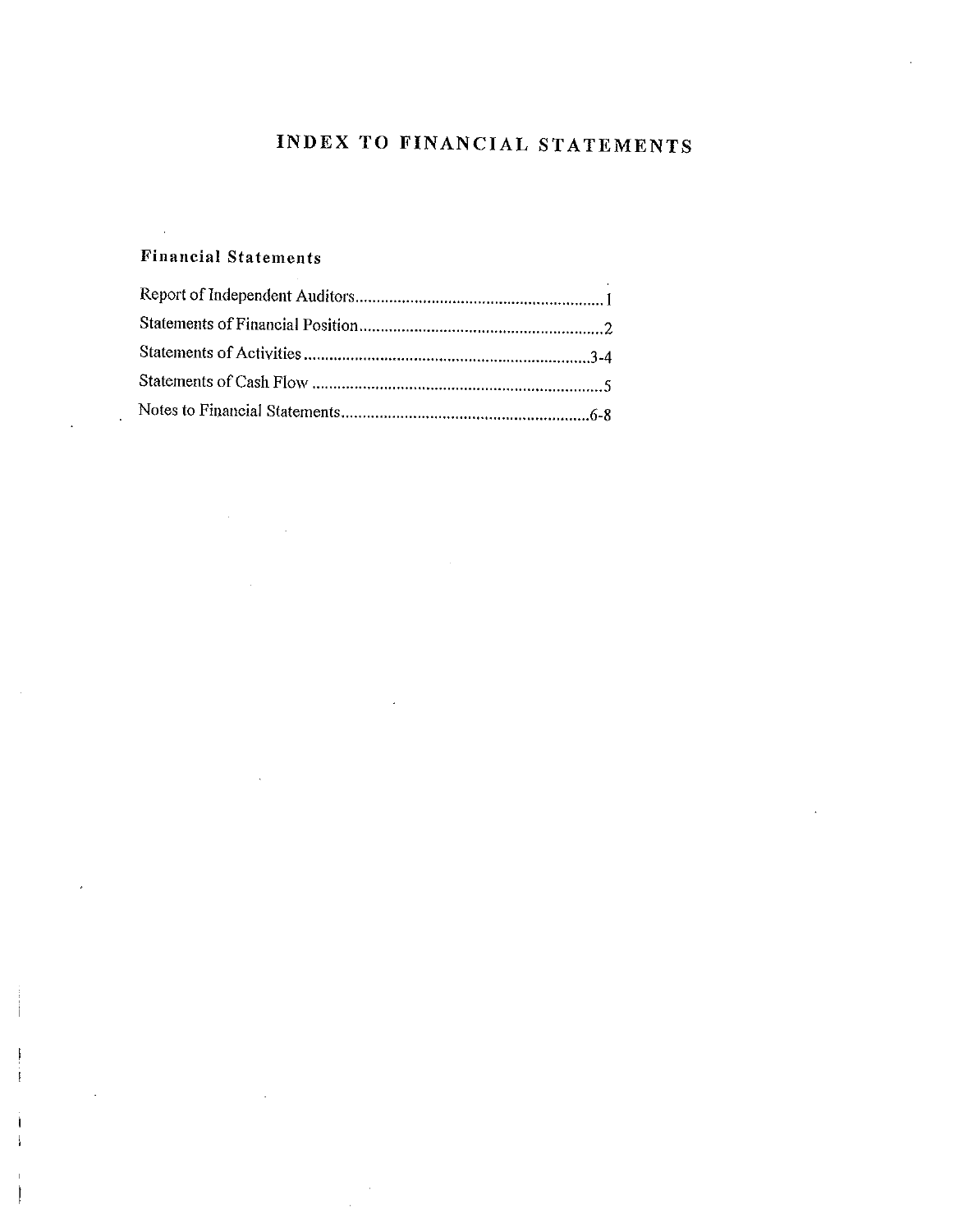# INDEX TO FINANCIAL STATEMENTS

## Financial Statements

Report of Independent Auditors.......................................................... 1

Statements of Financial Position.......................................................... 2

Statements of Activities...................................................................3-4

Statements of Cash Flow ..................................................................... 5

Notes to Financial Statements...........................................................6-8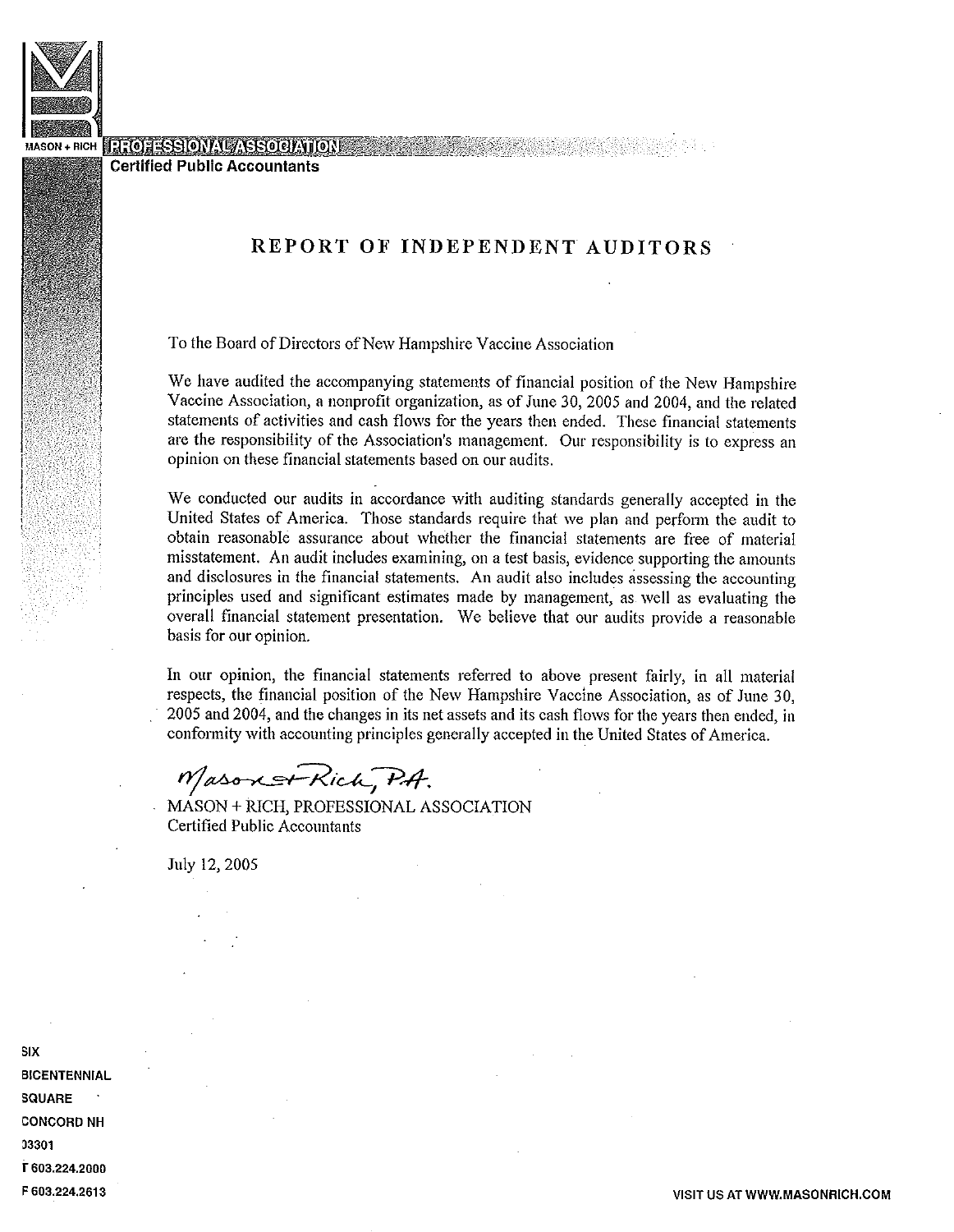MASON + RICH PROFESSIONAL ASSOCIATION
Certified Public Accountants

# REPORT OF INDEPENDENT AUDITORS

To the Board of Directors of New Hampshire Vaccine Association

We have audited the accompanying statements of financial position of the New Hampshire Vaccine Association, a nonprofit organization, as of June 30, 2005 and 2004, and the related statements of activities and cash flows for the years then ended. These financial statements are the responsibility of the Association's management. Our responsibility is to express an opinion on these financial statements based on our audits.

We conducted our audits in accordance with auditing standards generally accepted in the United States of America. Those standards require that we plan and perform the audit to obtain reasonable assurance about whether the financial statements are free of material misstatement. An audit includes examining, on a test basis, evidence supporting the amounts and disclosures in the financial statements. An audit also includes assessing the accounting principles used and significant estimates made by management, as well as evaluating the overall financial statement presentation. We believe that our audits provide a reasonable basis for our opinion.

In our opinion, the financial statements referred to above present fairly, in all material respects, the financial position of the New Hampshire Vaccine Association, as of June 30, 2005 and 2004, and the changes in its net assets and its cash flows for the years then ended, in conformity with accounting principles generally accepted in the United States of America.

*Mason + Rich, P.A.*

MASON + RICH, PROFESSIONAL ASSOCIATION
Certified Public Accountants

July 12, 2005

SIX BICENTENNIAL SQUARE
CONCORD NH 03301
T 603.224.2000
F 603.224.2613

VISIT US AT WWW.MASONRICH.COM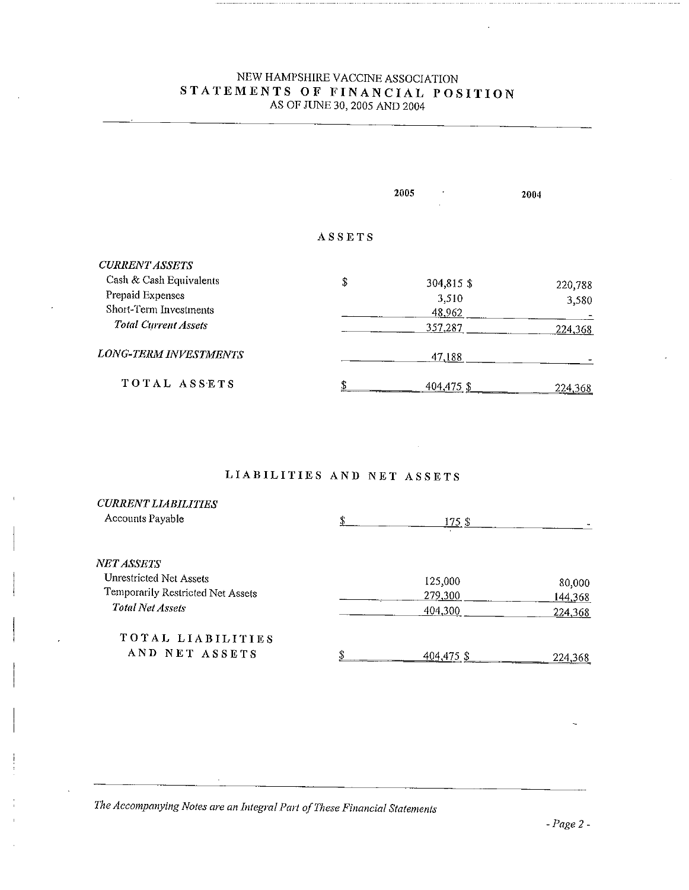# NEW HAMPSHIRE VACCINE ASSOCIATION
## STATEMENTS OF FINANCIAL POSITION
AS OF JUNE 30, 2005 AND 2004

| | 2005 | 2004 |
|---|---|---|
| **ASSETS** | | |
| *CURRENT ASSETS* | | |
| Cash & Cash Equivalents | $ 304,815 | $ 220,788 |
| Prepaid Expenses | 3,510 | 3,580 |
| Short-Term Investments | 48,962 | - |
| *Total Current Assets* | 357,287 | 224,368 |
| *LONG-TERM INVESTMENTS* | 47,188 | - |
| TOTAL ASSETS | $ 404,475 | $ 224,368 |

| | 2005 | 2004 |
|---|---|---|
| **LIABILITIES AND NET ASSETS** | | |
| *CURRENT LIABILITIES* | | |
| Accounts Payable | $ 175 | $ - |
| *NET ASSETS* | | |
| Unrestricted Net Assets | 125,000 | 80,000 |
| Temporarily Restricted Net Assets | 279,300 | 144,368 |
| *Total Net Assets* | 404,300 | 224,368 |
| TOTAL LIABILITIES AND NET ASSETS | $ 404,475 | $ 224,368 |

*The Accompanying Notes are an Integral Part of These Financial Statements*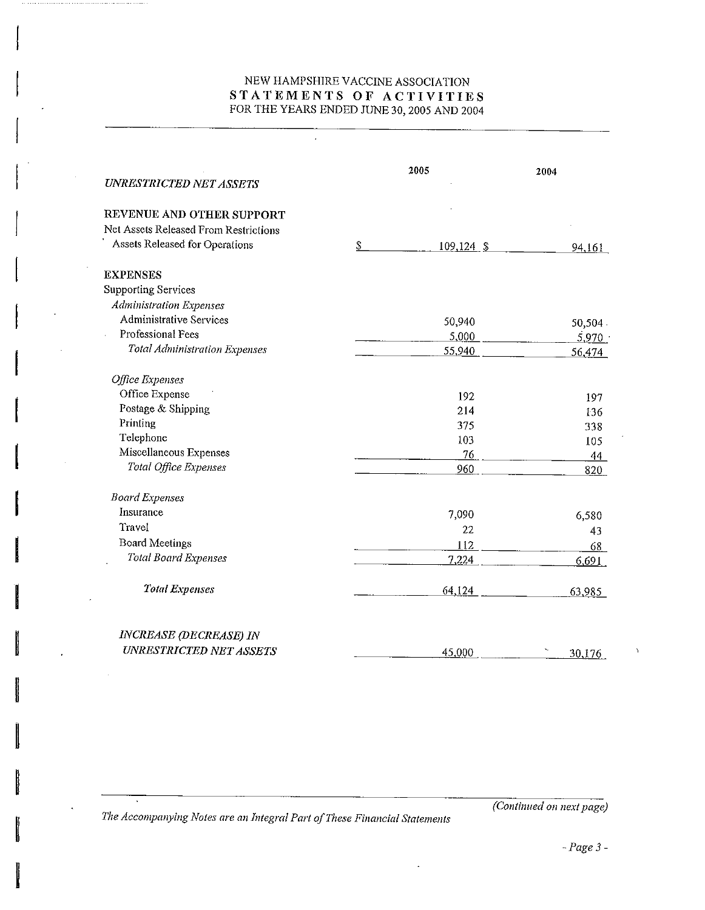# NEW HAMPSHIRE VACCINE ASSOCIATION
## STATEMENTS OF ACTIVITIES
FOR THE YEARS ENDED JUNE 30, 2005 AND 2004

| | 2005 | 2004 |
|---|---|---|
| *UNRESTRICTED NET ASSETS* | | |
| **REVENUE AND OTHER SUPPORT** | | |
| Net Assets Released From Restrictions | | |
| Assets Released for Operations | $ 109,124 | $ 94,161 |
| **EXPENSES** | | |
| Supporting Services | | |
| *Administration Expenses* | | |
| Administrative Services | 50,940 | 50,504 |
| Professional Fees | 5,000 | 5,970 |
| *Total Administration Expenses* | 55,940 | 56,474 |
| *Office Expenses* | | |
| Office Expense | 192 | 197 |
| Postage & Shipping | 214 | 136 |
| Printing | 375 | 338 |
| Telephone | 103 | 105 |
| Miscellaneous Expenses | 76 | 44 |
| *Total Office Expenses* | 960 | 820 |
| *Board Expenses* | | |
| Insurance | 7,090 | 6,580 |
| Travel | 22 | 43 |
| Board Meetings | 112 | 68 |
| *Total Board Expenses* | 7,224 | 6,691 |
| *Total Expenses* | 64,124 | 63,985 |
| *INCREASE (DECREASE) IN UNRESTRICTED NET ASSETS* | 45,000 | 30,176 |

*(Continued on next page)*

*The Accompanying Notes are an Integral Part of These Financial Statements*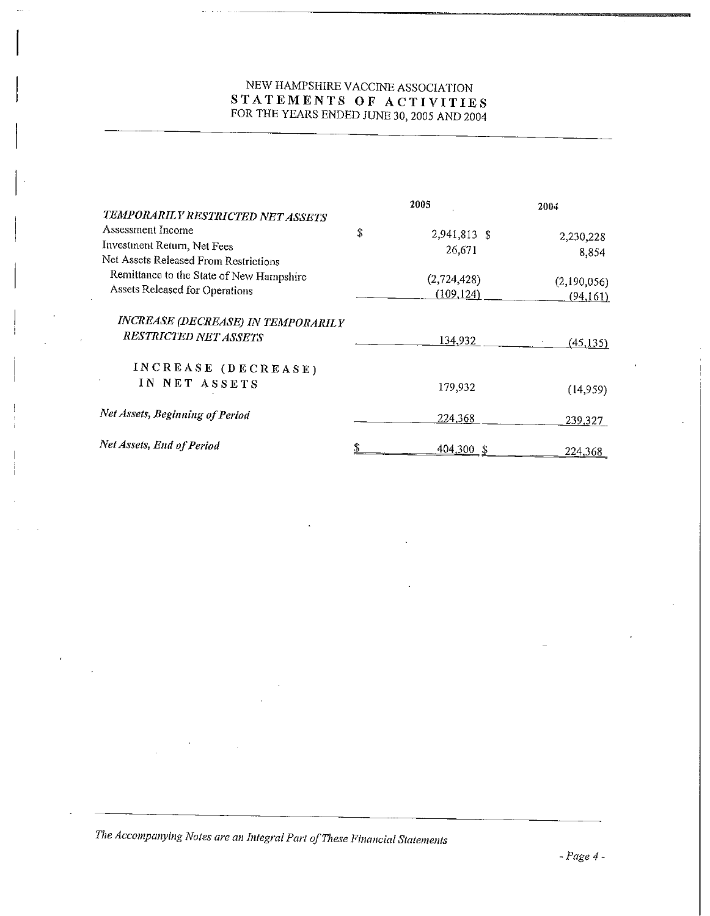# NEW HAMPSHIRE VACCINE ASSOCIATION
## STATEMENTS OF ACTIVITIES
### FOR THE YEARS ENDED JUNE 30, 2005 AND 2004

| | 2005 | 2004 |
|---|---|---|
| *TEMPORARILY RESTRICTED NET ASSETS* | | |
| Assessment Income | $ 2,941,813 | $ 2,230,228 |
| Investment Return, Net Fees | 26,671 | 8,854 |
| Net Assets Released From Restrictions | | |
| Remittance to the State of New Hampshire | (2,724,428) | (2,190,056) |
| Assets Released for Operations | (109,124) | (94,161) |
| *INCREASE (DECREASE) IN TEMPORARILY RESTRICTED NET ASSETS* | 134,932 | (45,135) |
| INCREASE (DECREASE) IN NET ASSETS | 179,932 | (14,959) |
| *Net Assets, Beginning of Period* | 224,368 | 239,327 |
| *Net Assets, End of Period* | $ 404,300 | $ 224,368 |

*The Accompanying Notes are an Integral Part of These Financial Statements*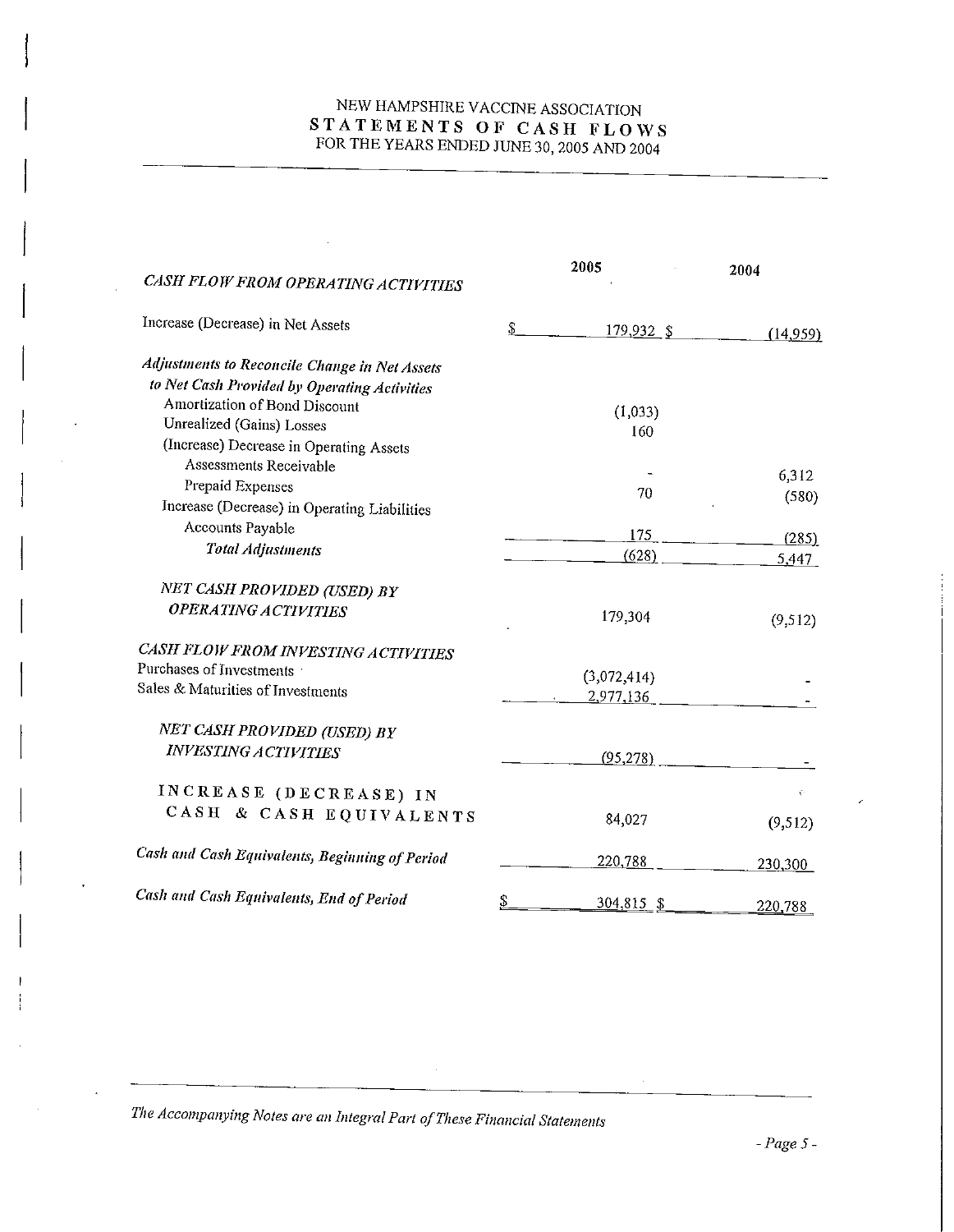# NEW HAMPSHIRE VACCINE ASSOCIATION
## STATEMENTS OF CASH FLOWS
FOR THE YEARS ENDED JUNE 30, 2005 AND 2004

| | 2005 | 2004 |
|---|---|---|
| ***CASH FLOW FROM OPERATING ACTIVITIES*** | | |
| Increase (Decrease) in Net Assets | $ 179,932 | $ (14,959) |
| ***Adjustments to Reconcile Change in Net Assets to Net Cash Provided by Operating Activities*** | | |
| Amortization of Bond Discount | (1,033) | |
| Unrealized (Gains) Losses | 160 | |
| (Increase) Decrease in Operating Assets | | |
| Assessments Receivable | - | 6,312 |
| Prepaid Expenses | 70 | (580) |
| Increase (Decrease) in Operating Liabilities | | |
| Accounts Payable | 175 | (285) |
| *Total Adjustments* | (628) | 5,447 |
| ***NET CASH PROVIDED (USED) BY OPERATING ACTIVITIES*** | 179,304 | (9,512) |
| ***CASH FLOW FROM INVESTING ACTIVITIES*** | | |
| Purchases of Investments | (3,072,414) | - |
| Sales & Maturities of Investments | 2,977,136 | - |
| ***NET CASH PROVIDED (USED) BY INVESTING ACTIVITIES*** | (95,278) | - |
| **INCREASE (DECREASE) IN CASH & CASH EQUIVALENTS** | 84,027 | (9,512) |
| *Cash and Cash Equivalents, Beginning of Period* | 220,788 | 230,300 |
| *Cash and Cash Equivalents, End of Period* | $ 304,815 | $ 220,788 |

*The Accompanying Notes are an Integral Part of These Financial Statements*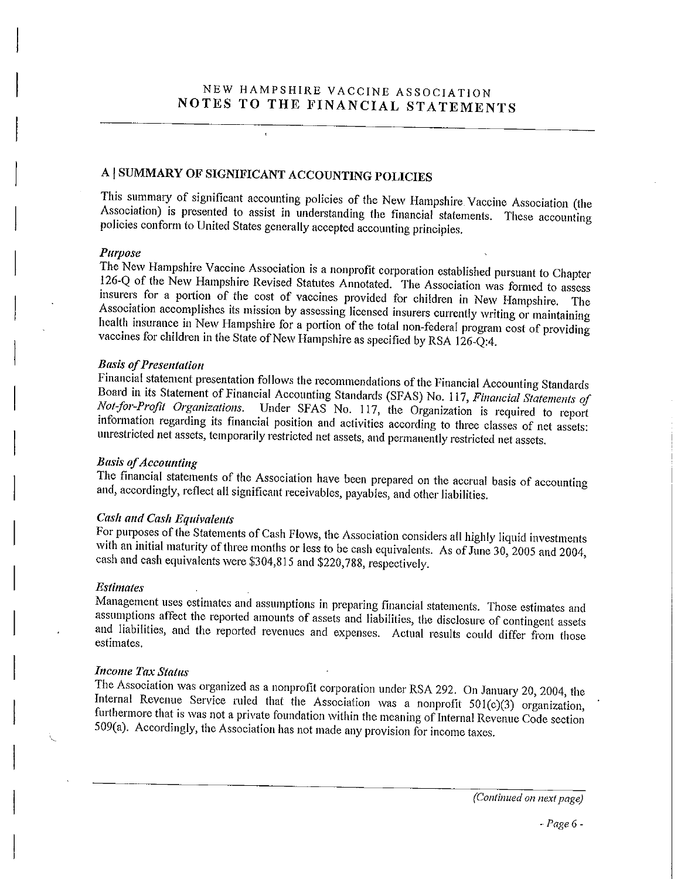# NEW HAMPSHIRE VACCINE ASSOCIATION
# NOTES TO THE FINANCIAL STATEMENTS

## A | SUMMARY OF SIGNIFICANT ACCOUNTING POLICIES

This summary of significant accounting policies of the New Hampshire Vaccine Association (the Association) is presented to assist in understanding the financial statements. These accounting policies conform to United States generally accepted accounting principles.

### *Purpose*

The New Hampshire Vaccine Association is a nonprofit corporation established pursuant to Chapter 126-Q of the New Hampshire Revised Statutes Annotated. The Association was formed to assess insurers for a portion of the cost of vaccines provided for children in New Hampshire. The Association accomplishes its mission by assessing licensed insurers currently writing or maintaining health insurance in New Hampshire for a portion of the total non-federal program cost of providing vaccines for children in the State of New Hampshire as specified by RSA 126-Q:4.

### *Basis of Presentation*

Financial statement presentation follows the recommendations of the Financial Accounting Standards Board in its Statement of Financial Accounting Standards (SFAS) No. 117, *Financial Statements of Not-for-Profit Organizations*. Under SFAS No. 117, the Organization is required to report information regarding its financial position and activities according to three classes of net assets: unrestricted net assets, temporarily restricted net assets, and permanently restricted net assets.

### *Basis of Accounting*

The financial statements of the Association have been prepared on the accrual basis of accounting and, accordingly, reflect all significant receivables, payables, and other liabilities.

### *Cash and Cash Equivalents*

For purposes of the Statements of Cash Flows, the Association considers all highly liquid investments with an initial maturity of three months or less to be cash equivalents. As of June 30, 2005 and 2004, cash and cash equivalents were $304,815 and $220,788, respectively.

### *Estimates*

Management uses estimates and assumptions in preparing financial statements. Those estimates and assumptions affect the reported amounts of assets and liabilities, the disclosure of contingent assets and liabilities, and the reported revenues and expenses. Actual results could differ from those estimates.

### *Income Tax Status*

The Association was organized as a nonprofit corporation under RSA 292. On January 20, 2004, the Internal Revenue Service ruled that the Association was a nonprofit 501(c)(3) organization, furthermore that is was not a private foundation within the meaning of Internal Revenue Code section 509(a). Accordingly, the Association has not made any provision for income taxes.

*(Continued on next page)*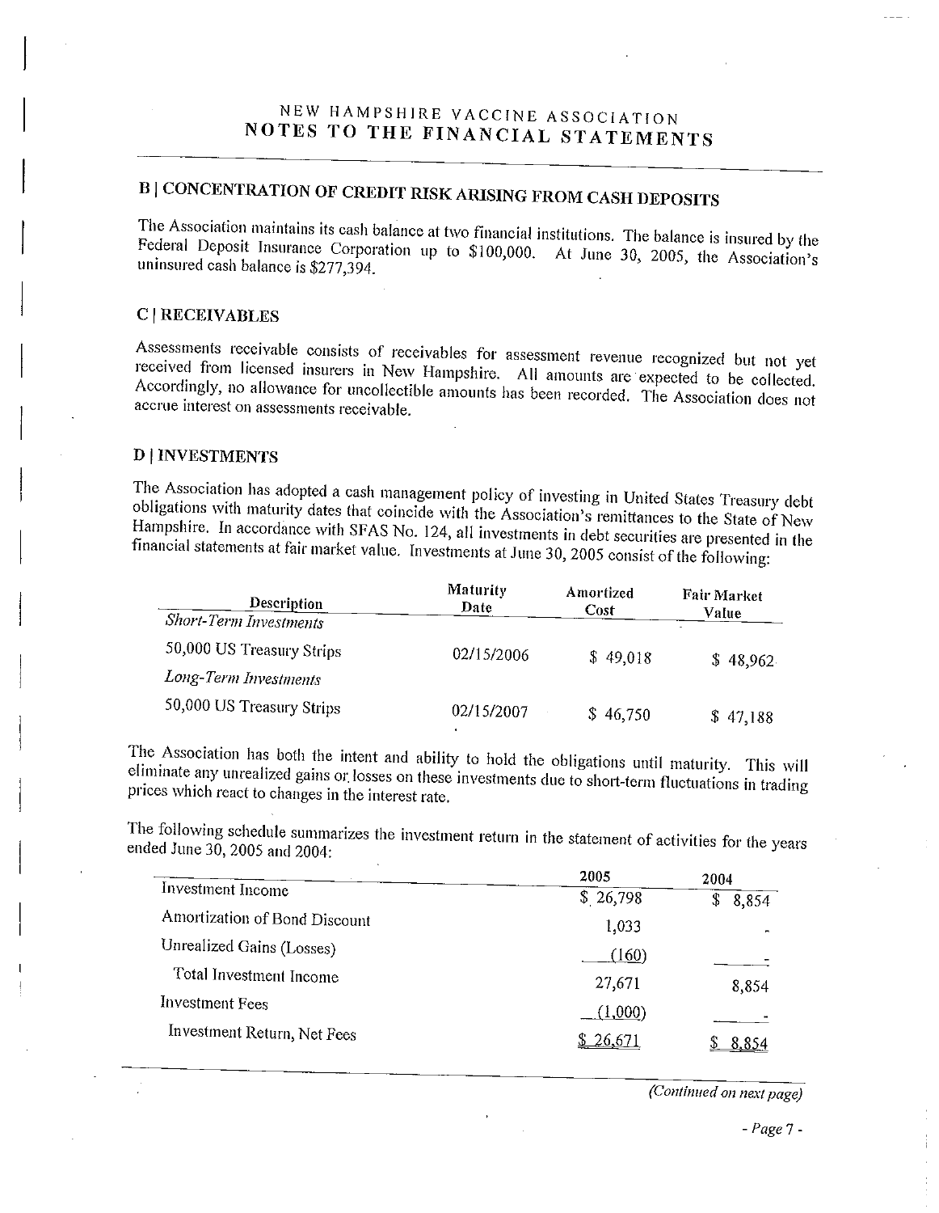# NEW HAMPSHIRE VACCINE ASSOCIATION
# NOTES TO THE FINANCIAL STATEMENTS

## B | CONCENTRATION OF CREDIT RISK ARISING FROM CASH DEPOSITS

The Association maintains its cash balance at two financial institutions. The balance is insured by the Federal Deposit Insurance Corporation up to $100,000. At June 30, 2005, the Association's uninsured cash balance is $277,394.

## C | RECEIVABLES

Assessments receivable consists of receivables for assessment revenue recognized but not yet received from licensed insurers in New Hampshire. All amounts are expected to be collected. Accordingly, no allowance for uncollectible amounts has been recorded. The Association does not accrue interest on assessments receivable.

## D | INVESTMENTS

The Association has adopted a cash management policy of investing in United States Treasury debt obligations with maturity dates that coincide with the Association's remittances to the State of New Hampshire. In accordance with SFAS No. 124, all investments in debt securities are presented in the financial statements at fair market value. Investments at June 30, 2005 consist of the following:

| Description | Maturity Date | Amortized Cost | Fair Market Value |
|---|---|---|---|
| *Short-Term Investments* | | | |
| 50,000 US Treasury Strips | 02/15/2006 | $ 49,018 | $ 48,962 |
| *Long-Term Investments* | | | |
| 50,000 US Treasury Strips | 02/15/2007 | $ 46,750 | $ 47,188 |

The Association has both the intent and ability to hold the obligations until maturity. This will eliminate any unrealized gains or losses on these investments due to short-term fluctuations in trading prices which react to changes in the interest rate.

The following schedule summarizes the investment return in the statement of activities for the years ended June 30, 2005 and 2004:

| | 2005 | 2004 |
|---|---|---|
| Investment Income | $ 26,798 | $ 8,854 |
| Amortization of Bond Discount | 1,033 | - |
| Unrealized Gains (Losses) | (160) | - |
| Total Investment Income | 27,671 | 8,854 |
| Investment Fees | (1,000) | - |
| Investment Return, Net Fees | $ 26,671 | $ 8,854 |

*(Continued on next page)*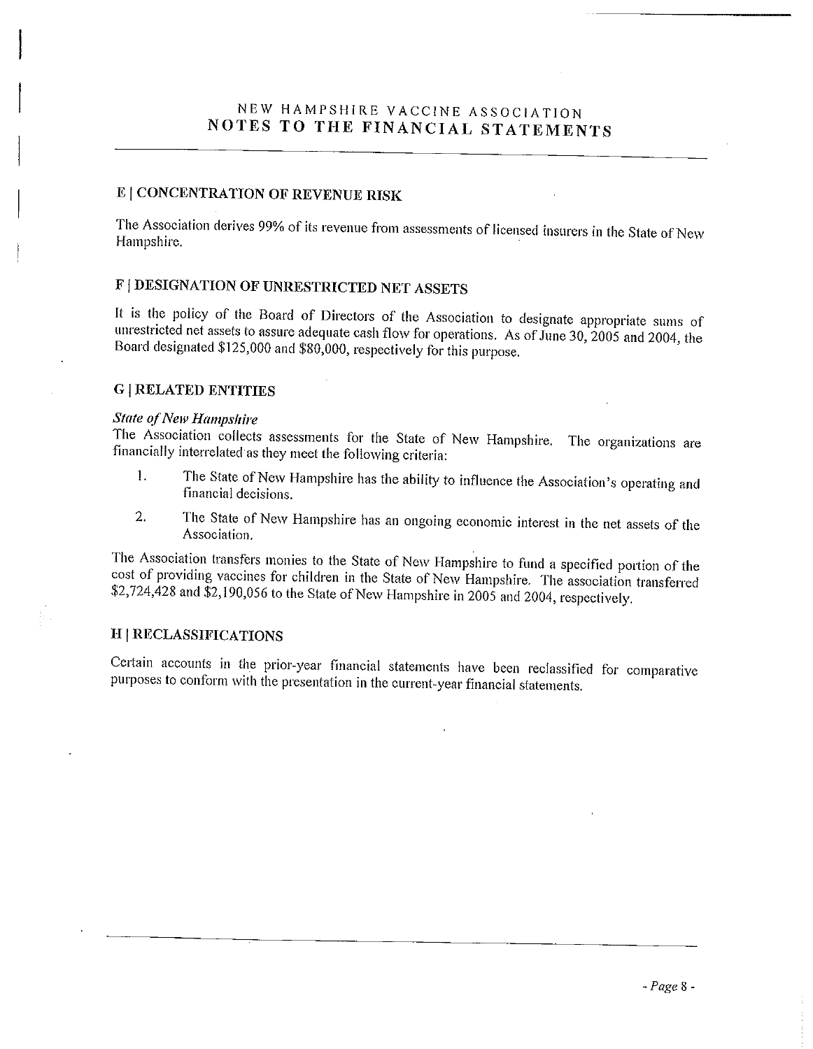# NEW HAMPSHIRE VACCINE ASSOCIATION
# NOTES TO THE FINANCIAL STATEMENTS

## E | CONCENTRATION OF REVENUE RISK

The Association derives 99% of its revenue from assessments of licensed insurers in the State of New Hampshire.

## F | DESIGNATION OF UNRESTRICTED NET ASSETS

It is the policy of the Board of Directors of the Association to designate appropriate sums of unrestricted net assets to assure adequate cash flow for operations. As of June 30, 2005 and 2004, the Board designated $125,000 and $80,000, respectively for this purpose.

## G | RELATED ENTITIES

*State of New Hampshire*

The Association collects assessments for the State of New Hampshire. The organizations are financially interrelated as they meet the following criteria:

1. The State of New Hampshire has the ability to influence the Association's operating and financial decisions.
2. The State of New Hampshire has an ongoing economic interest in the net assets of the Association.

The Association transfers monies to the State of New Hampshire to fund a specified portion of the cost of providing vaccines for children in the State of New Hampshire. The association transferred $2,724,428 and $2,190,056 to the State of New Hampshire in 2005 and 2004, respectively.

## H | RECLASSIFICATIONS

Certain accounts in the prior-year financial statements have been reclassified for comparative purposes to conform with the presentation in the current-year financial statements.